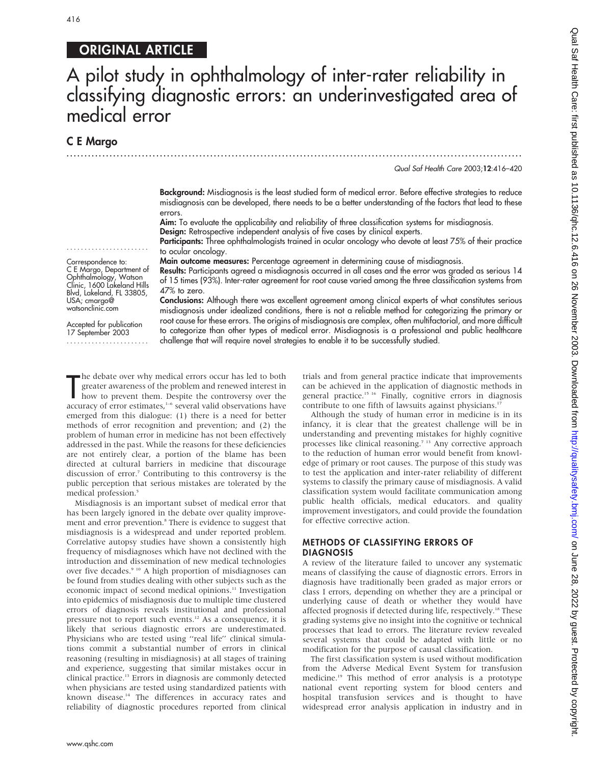## ORIGINAL ARTICLE

# A pilot study in ophthalmology of inter-rater reliability in classifying diagnostic errors: an underinvestigated area of medical error

**C E Margo**

**Background:** Misdiagnosis is the least studied form of medical error. Before effective strategies to reduce misdiagnosis can be developed, there needs to be a better understanding of the factors that lead to these errors.

**Aim:** To evaluate the applicability and reliability of three classification systems for misdiagnosis.

**Design:** Retrospective independent analysis of five cases by clinical experts.

**Participants:** Three ophthalmologists trained in ocular oncology who devote at least 75% of their practice to ocular oncology.

**Main outcome measures:** Percentage agreement in determining cause of misdiagnosis.

**Results:** Participants agreed a misdiagnosis occurred in all cases and the error was graded as serious 14 of 15 times (93%). Inter-rater agreement for root cause varied among the three classification systems from 47% to zero.

**Conclusions:** Although there was excellent agreement among clinical experts of what constitutes serious misdiagnosis under idealized conditions, there is not a reliable method for categorizing the primary or root cause for these errors. The origins of misdiagnosis are complex, often multifactorial, and more difficult to categorize than other types of medical error. Misdiagnosis is a professional and public healthcare challenge that will require novel strategies to enable it to be successfully studied.

Correspondence to: C E Margo, Department of Ophthalmology, Watson Clinic, 1600 Lakeland Hills Blvd, Lakeland, FL 33805, USA; cmargo@watsonclinic.com

Accepted for publication 17 September 2003

The debate over why medical errors occur has led to both greater awareness of the problem and renewed interest in how to prevent them. Despite the controversy over the accuracy of error estimates,[1–6] several valid observations have emerged from this dialogue: (1) there is a need for better methods of error recognition and prevention; and (2) the problem of human error in medicine has not been effectively addressed in the past. While the reasons for these deficiencies are not entirely clear, a portion of the blame has been directed at cultural barriers in medicine that discourage discussion of error.[7] Contributing to this controversy is the public perception that serious mistakes are tolerated by the medical profession.[5]

Misdiagnosis is an important subset of medical error that has been largely ignored in the debate over quality improvement and error prevention.[8] There is evidence to suggest that misdiagnosis is a widespread and under reported problem. Correlative autopsy studies have shown a consistently high frequency of misdiagnoses which have not declined with the introduction and dissemination of new medical technologies over five decades.[9,10] A high proportion of misdiagnoses can be found from studies dealing with other subjects such as the economic impact of second medical opinions.[11] Investigation into epidemics of misdiagnosis due to multiple time clustered errors of diagnosis reveals institutional and professional pressure not to report such events.[12] As a consequence, it is likely that serious diagnostic errors are underestimated. Physicians who are tested using "real life" clinical simulations commit a substantial number of errors in clinical reasoning (resulting in misdiagnosis) at all stages of training and experience, suggesting that similar mistakes occur in clinical practice.[13] Errors in diagnosis are commonly detected when physicians are tested using standardized patients with known disease.[14] The differences in accuracy rates and reliability of diagnostic procedures reported from clinical trials and from general practice indicate that improvements can be achieved in the application of diagnostic methods in general practice.[15,16] Finally, cognitive errors in diagnosis contribute to one fifth of lawsuits against physicians.[17]

Although the study of human error in medicine is in its infancy, it is clear that the greatest challenge will be in understanding and preventing mistakes for highly cognitive processes like clinical reasoning.[7,13] Any corrective approach to the reduction of human error would benefit from knowledge of primary or root causes. The purpose of this study was to test the application and inter-rater reliability of different systems to classify the primary cause of misdiagnosis. A valid classification system would facilitate communication among public health officials, medical educators. and quality improvement investigators, and could provide the foundation for effective corrective action.

## METHODS OF CLASSIFYING ERRORS OF DIAGNOSIS

A review of the literature failed to uncover any systematic means of classifying the cause of diagnostic errors. Errors in diagnosis have traditionally been graded as major errors or class I errors, depending on whether they are a principal or underlying cause of death or whether they would have affected prognosis if detected during life, respectively.[18] These grading systems give no insight into the cognitive or technical processes that lead to errors. The literature review revealed several systems that could be adapted with little or no modification for the purpose of causal classification.

The first classification system is used without modification from the Adverse Medical Event System for transfusion medicine.[19] This method of error analysis is a prototype national event reporting system for blood centers and hospital transfusion services and is thought to have widespread error analysis application in industry and in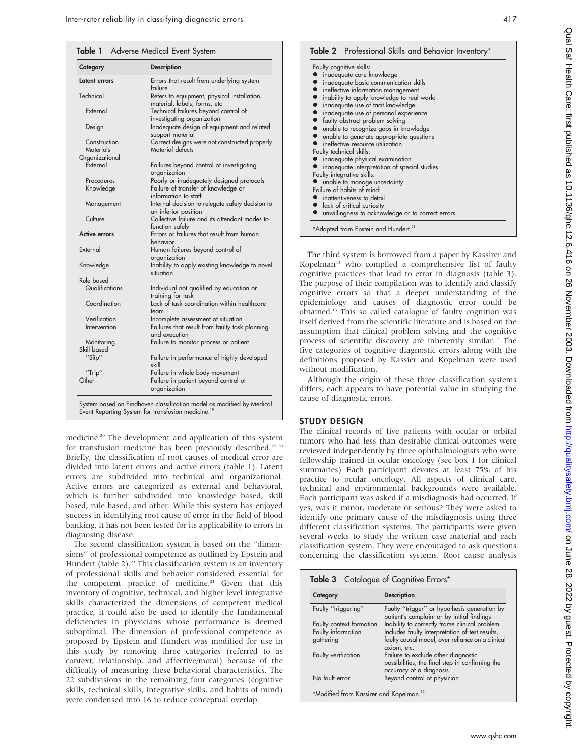**Table 1** Adverse Medical Event System

| Category | Description |
|---|---|
| **Latent errors** | Errors that result from underlying system failure |
| Technical | Refers to equipment, physical installation, material, labels, forms, etc |
| External | Technical failures beyond control of investigating organization |
| Design | Inadequate design of equipment and related support material |
| Construction | Correct designs were not constructed properly |
| Materials | Material defects |
| Organizational | |
| External | Failures beyond control of investigating organization |
| Procedures | Poorly or inadequately designed protocols |
| Knowledge | Failure of transfer of knowledge or information to staff |
| Management | Internal decision to relegate safety decision to an inferior position |
| Culture | Collective failure and its attendant modes to function safely |
| **Active errors** | Errors or failures that result from human behavior |
| External | Human failures beyond control of organization |
| Knowledge | Inability to apply existing knowledge to novel situation |
| Rule based | |
| Qualifications | Individual not qualified by education or training for task |
| Coordination | Lack of task coordination within healthcare team |
| Verification | Incomplete assessment of situation |
| Intervention | Failures that result from faulty task planning and execution |
| Monitoring | Failure to monitor process or patient |
| Skill based | |
| "Slip" | Failure in performance of highly developed skill |
| "Trip" | Failure in whole body movement |
| Other | Failure in patient beyond control of organization |

System based on Eindhoven classification model as modified by Medical Event Reporting System for transfusion medicine.[19]

medicine.[20] The development and application of this system for transfusion medicine has been previously described.[19 20] Briefly, the classification of root causes of medical error are divided into latent errors and active errors (table 1). Latent errors are subdivided into technical and organizational. Active errors are categorized as external and behavioral, which is further subdivided into knowledge based, skill based, rule based, and other. While this system has enjoyed success in identifying root cause of error in the field of blood banking, it has not been tested for its applicability to errors in diagnosing disease.

The second classification system is based on the "dimensions" of professional competence as outlined by Epstein and Hundert (table 2).[21] This classification system is an inventory of professional skills and behavior considered essential for the competent practice of medicine.[21] Given that this inventory of cognitive, technical, and higher level integrative skills characterized the dimensions of competent medical practice, it could also be used to identify the fundamental deficiencies in physicians whose performance is deemed suboptimal. The dimension of professional competence as proposed by Epstein and Hundert was modified for use in this study by removing three categories (referred to as context, relationship, and affective/moral) because of the difficulty of measuring these behavioral characteristics. The 22 subdivisions in the remaining four categories (cognitive skills, technical skills, integrative skills, and habits of mind) were condensed into 16 to reduce conceptual overlap.

**Table 2** Professional Skills and Behavior Inventory*

Faulty cognitive skills:
- inadequate core knowledge
- inadequate basic communication skills
- ineffective information management
- inability to apply knowledge to real world
- inadequate use of tacit knowledge
- inadequate use of personal experience
- faulty abstract problem solving
- unable to recognize gaps in knowledge
- unable to generate appropriate questions
- ineffective resource utilization

Faulty technical skills:
- inadequate physical examination
- inadequate interpretation of special studies

Faulty integrative skills:
- unable to manage uncertainty

Failure of habits of mind:
- inattentiveness to detail
- lack of critical curiosity
- unwillingness to acknowledge or to correct errors

*Adapted from Epstein and Hundert.[21]

The third system is borrowed from a paper by Kassirer and Kopelman[13] who compiled a comprehensive list of faulty cognitive practices that lead to error in diagnosis (table 3). The purpose of their compilation was to identify and classify cognitive errors so that a deeper understanding of the epidemiology and causes of diagnostic error could be obtained.[13] This so called catalogue of faulty cognition was itself derived from the scientific literature and is based on the assumption that clinical problem solving and the cognitive process of scientific discovery are inherently similar.[13] The five categories of cognitive diagnostic errors along with the definitions proposed by Kassier and Kopelman were used without modification.

Although the origin of these three classification systems differs, each appears to have potential value in studying the cause of diagnostic errors.

## STUDY DESIGN

The clinical records of five patients with ocular or orbital tumors who had less than desirable clinical outcomes were reviewed independently by three ophthalmologists who were fellowship trained in ocular oncology (see box 1 for clinical summaries) Each participant devotes at least 75% of his practice to ocular oncology. All aspects of clinical care, technical and environmental backgrounds were available. Each participant was asked if a misdiagnosis had occurred. If yes, was it minor, moderate or serious? They were asked to identify one primary cause of the misdiagnosis using three different classification systems. The participants were given several weeks to study the written case material and each classification system. They were encouraged to ask questions concerning the classification systems. Root cause analysis

**Table 3** Catalogue of Cognitive Errors*

| Category | Description |
|---|---|
| Faulty "triggering" | Faulty "trigger" or hypothesis generation by patient's complaint or by initial findings |
| Faulty context formation | Inability to correctly frame clinical problem |
| Faulty information gathering | Includes faulty interpretation of test results, faulty causal model, over reliance on a clinical axiom, etc. |
| Faulty verification | Failure to exclude other diagnostic possibilities; the final step in confirming the accuracy of a diagnosis. |
| No fault error | Beyond control of physician |

*Modified from Kassirer and Kopelman.[13]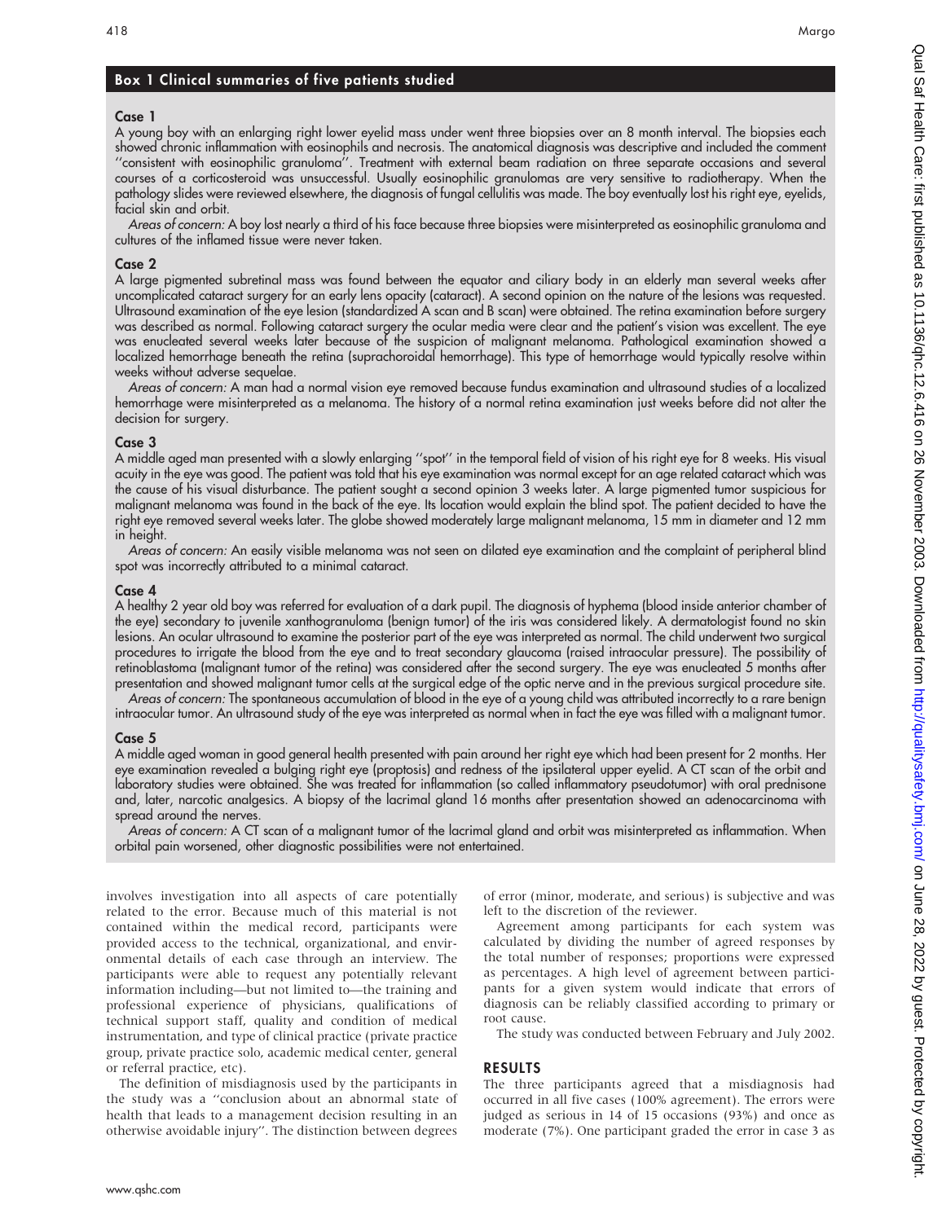## Box 1 Clinical summaries of five patients studied

### Case 1

A young boy with an enlarging right lower eyelid mass under went three biopsies over an 8 month interval. The biopsies each showed chronic inflammation with eosinophils and necrosis. The anatomical diagnosis was descriptive and included the comment ''consistent with eosinophilic granuloma''. Treatment with external beam radiation on three separate occasions and several courses of a corticosteroid was unsuccessful. Usually eosinophilic granulomas are very sensitive to radiotherapy. When the pathology slides were reviewed elsewhere, the diagnosis of fungal cellulitis was made. The boy eventually lost his right eye, eyelids, facial skin and orbit.

*Areas of concern:* A boy lost nearly a third of his face because three biopsies were misinterpreted as eosinophilic granuloma and cultures of the inflamed tissue were never taken.

### Case 2

A large pigmented subretinal mass was found between the equator and ciliary body in an elderly man several weeks after uncomplicated cataract surgery for an early lens opacity (cataract). A second opinion on the nature of the lesions was requested. Ultrasound examination of the eye lesion (standardized A scan and B scan) were obtained. The retina examination before surgery was described as normal. Following cataract surgery the ocular media were clear and the patient's vision was excellent. The eye was enucleated several weeks later because of the suspicion of malignant melanoma. Pathological examination showed a localized hemorrhage beneath the retina (suprachoroidal hemorrhage). This type of hemorrhage would typically resolve within weeks without adverse sequelae.

*Areas of concern:* A man had a normal vision eye removed because fundus examination and ultrasound studies of a localized hemorrhage were misinterpreted as a melanoma. The history of a normal retina examination just weeks before did not alter the decision for surgery.

### Case 3

A middle aged man presented with a slowly enlarging ''spot'' in the temporal field of vision of his right eye for 8 weeks. His visual acuity in the eye was good. The patient was told that his eye examination was normal except for an age related cataract which was the cause of his visual disturbance. The patient sought a second opinion 3 weeks later. A large pigmented tumor suspicious for malignant melanoma was found in the back of the eye. Its location would explain the blind spot. The patient decided to have the right eye removed several weeks later. The globe showed moderately large malignant melanoma, 15 mm in diameter and 12 mm in height.

*Areas of concern:* An easily visible melanoma was not seen on dilated eye examination and the complaint of peripheral blind spot was incorrectly attributed to a minimal cataract.

### Case 4

A healthy 2 year old boy was referred for evaluation of a dark pupil. The diagnosis of hyphema (blood inside anterior chamber of the eye) secondary to juvenile xanthogranuloma (benign tumor) of the iris was considered likely. A dermatologist found no skin lesions. An ocular ultrasound to examine the posterior part of the eye was interpreted as normal. The child underwent two surgical procedures to irrigate the blood from the eye and to treat secondary glaucoma (raised intraocular pressure). The possibility of retinoblastoma (malignant tumor of the retina) was considered after the second surgery. The eye was enucleated 5 months after presentation and showed malignant tumor cells at the surgical edge of the optic nerve and in the previous surgical procedure site.

*Areas of concern:* The spontaneous accumulation of blood in the eye of a young child was attributed incorrectly to a rare benign intraocular tumor. An ultrasound study of the eye was interpreted as normal when in fact the eye was filled with a malignant tumor.

### Case 5

A middle aged woman in good general health presented with pain around her right eye which had been present for 2 months. Her eye examination revealed a bulging right eye (proptosis) and redness of the ipsilateral upper eyelid. A CT scan of the orbit and laboratory studies were obtained. She was treated for inflammation (so called inflammatory pseudotumor) with oral prednisone and, later, narcotic analgesics. A biopsy of the lacrimal gland 16 months after presentation showed an adenocarcinoma with spread around the nerves.

*Areas of concern:* A CT scan of a malignant tumor of the lacrimal gland and orbit was misinterpreted as inflammation. When orbital pain worsened, other diagnostic possibilities were not entertained.

involves investigation into all aspects of care potentially related to the error. Because much of this material is not contained within the medical record, participants were provided access to the technical, organizational, and environmental details of each case through an interview. The participants were able to request any potentially relevant information including—but not limited to—the training and professional experience of physicians, qualifications of technical support staff, quality and condition of medical instrumentation, and type of clinical practice (private practice group, private practice solo, academic medical center, general or referral practice, etc).

The definition of misdiagnosis used by the participants in the study was a ''conclusion about an abnormal state of health that leads to a management decision resulting in an otherwise avoidable injury''. The distinction between degrees of error (minor, moderate, and serious) is subjective and was left to the discretion of the reviewer.

Agreement among participants for each system was calculated by dividing the number of agreed responses by the total number of responses; proportions were expressed as percentages. A high level of agreement between participants for a given system would indicate that errors of diagnosis can be reliably classified according to primary or root cause.

The study was conducted between February and July 2002.

## RESULTS

The three participants agreed that a misdiagnosis had occurred in all five cases (100% agreement). The errors were judged as serious in 14 of 15 occasions (93%) and once as moderate (7%). One participant graded the error in case 3 as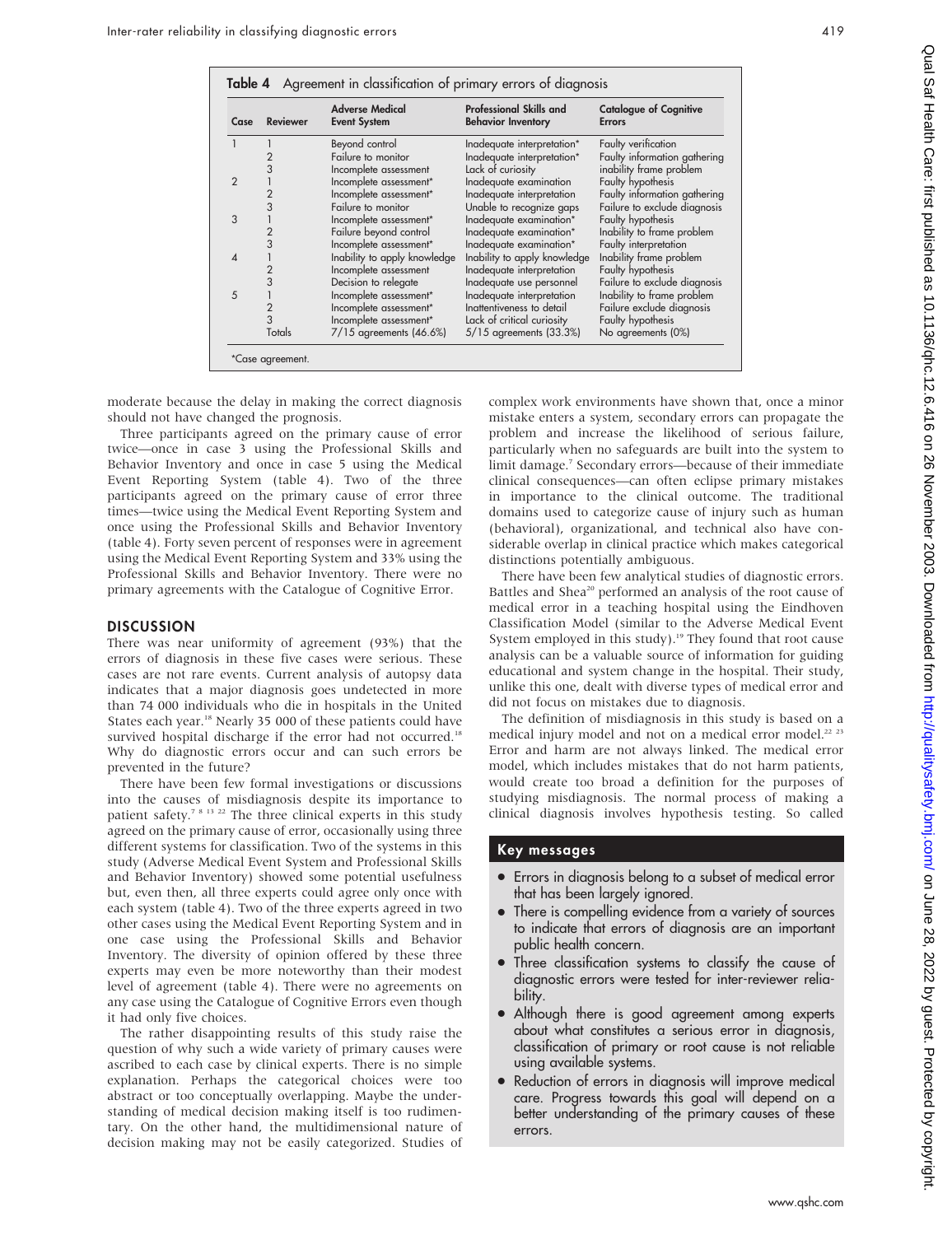**Table 4** Agreement in classification of primary errors of diagnosis

| Case | Reviewer | Adverse Medical Event System | Professional Skills and Behavior Inventory | Catalogue of Cognitive Errors |
|---|---|---|---|---|
| 1 | 1 | Beyond control | Inadequate interpretation* | Faulty verification |
| | 2 | Failure to monitor | Inadequate interpretation* | Faulty information gathering |
| | 3 | Incomplete assessment | Lack of curiosity | inability frame problem |
| 2 | 1 | Incomplete assessment* | Inadequate examination | Faulty hypothesis |
| | 2 | Incomplete assessment* | Inadequate interpretation | Faulty information gathering |
| | 3 | Failure to monitor | Unable to recognize gaps | Failure to exclude diagnosis |
| 3 | 1 | Incomplete assessment* | Inadequate examination* | Faulty hypothesis |
| | 2 | Failure beyond control | Inadequate examination* | Inability to frame problem |
| | 3 | Incomplete assessment* | Inadequate examination* | Faulty interpretation |
| 4 | 1 | Inability to apply knowledge | Inability to apply knowledge | Inability frame problem |
| | 2 | Incomplete assessment | Inadequate interpretation | Faulty hypothesis |
| | 3 | Decision to relegate | Inadequate use personnel | Failure to exclude diagnosis |
| 5 | 1 | Incomplete assessment* | Inadequate interpretation | Inability to frame problem |
| | 2 | Incomplete assessment* | Inattentiveness to detail | Failure exclude diagnosis |
| | 3 | Incomplete assessment* | Lack of critical curiosity | Faulty hypothesis |
| | Totals | 7/15 agreements (46.6%) | 5/15 agreements (33.3%) | No agreements (0%) |

*Case agreement.

moderate because the delay in making the correct diagnosis should not have changed the prognosis.

Three participants agreed on the primary cause of error twice—once in case 3 using the Professional Skills and Behavior Inventory and once in case 5 using the Medical Event Reporting System (table 4). Two of the three participants agreed on the primary cause of error three times—twice using the Medical Event Reporting System and once using the Professional Skills and Behavior Inventory (table 4). Forty seven percent of responses were in agreement using the Medical Event Reporting System and 33% using the Professional Skills and Behavior Inventory. There were no primary agreements with the Catalogue of Cognitive Error.

## DISCUSSION

There was near uniformity of agreement (93%) that the errors of diagnosis in these five cases were serious. These cases are not rare events. Current analysis of autopsy data indicates that a major diagnosis goes undetected in more than 74 000 individuals who die in hospitals in the United States each year.[18] Nearly 35 000 of these patients could have survived hospital discharge if the error had not occurred.[18] Why do diagnostic errors occur and can such errors be prevented in the future?

There have been few formal investigations or discussions into the causes of misdiagnosis despite its importance to patient safety.[7 8 13 22] The three clinical experts in this study agreed on the primary cause of error, occasionally using three different systems for classification. Two of the systems in this study (Adverse Medical Event System and Professional Skills and Behavior Inventory) showed some potential usefulness but, even then, all three experts could agree only once with each system (table 4). Two of the three experts agreed in two other cases using the Medical Event Reporting System and in one case using the Professional Skills and Behavior Inventory. The diversity of opinion offered by these three experts may even be more noteworthy than their modest level of agreement (table 4). There were no agreements on any case using the Catalogue of Cognitive Errors even though it had only five choices.

The rather disappointing results of this study raise the question of why such a wide variety of primary causes were ascribed to each case by clinical experts. There is no simple explanation. Perhaps the categorical choices were too abstract or too conceptually overlapping. Maybe the understanding of medical decision making itself is too rudimentary. On the other hand, the multidimensional nature of decision making may not be easily categorized. Studies of complex work environments have shown that, once a minor mistake enters a system, secondary errors can propagate the problem and increase the likelihood of serious failure, particularly when no safeguards are built into the system to limit damage.[7] Secondary errors—because of their immediate clinical consequences—can often eclipse primary mistakes in importance to the clinical outcome. The traditional domains used to categorize cause of injury such as human (behavioral), organizational, and technical also have considerable overlap in clinical practice which makes categorical distinctions potentially ambiguous.

There have been few analytical studies of diagnostic errors. Battles and Shea[20] performed an analysis of the root cause of medical error in a teaching hospital using the Eindhoven Classification Model (similar to the Adverse Medical Event System employed in this study).[19] They found that root cause analysis can be a valuable source of information for guiding educational and system change in the hospital. Their study, unlike this one, dealt with diverse types of medical error and did not focus on mistakes due to diagnosis.

The definition of misdiagnosis in this study is based on a medical injury model and not on a medical error model.[22 23] Error and harm are not always linked. The medical error model, which includes mistakes that do not harm patients, would create too broad a definition for the purposes of studying misdiagnosis. The normal process of making a clinical diagnosis involves hypothesis testing. So called

### Key messages

- Errors in diagnosis belong to a subset of medical error that has been largely ignored.
- There is compelling evidence from a variety of sources to indicate that errors of diagnosis are an important public health concern.
- Three classification systems to classify the cause of diagnostic errors were tested for inter-reviewer reliability.
- Although there is good agreement among experts about what constitutes a serious error in diagnosis, classification of primary or root cause is not reliable using available systems.
- Reduction of errors in diagnosis will improve medical care. Progress towards this goal will depend on a better understanding of the primary causes of these errors.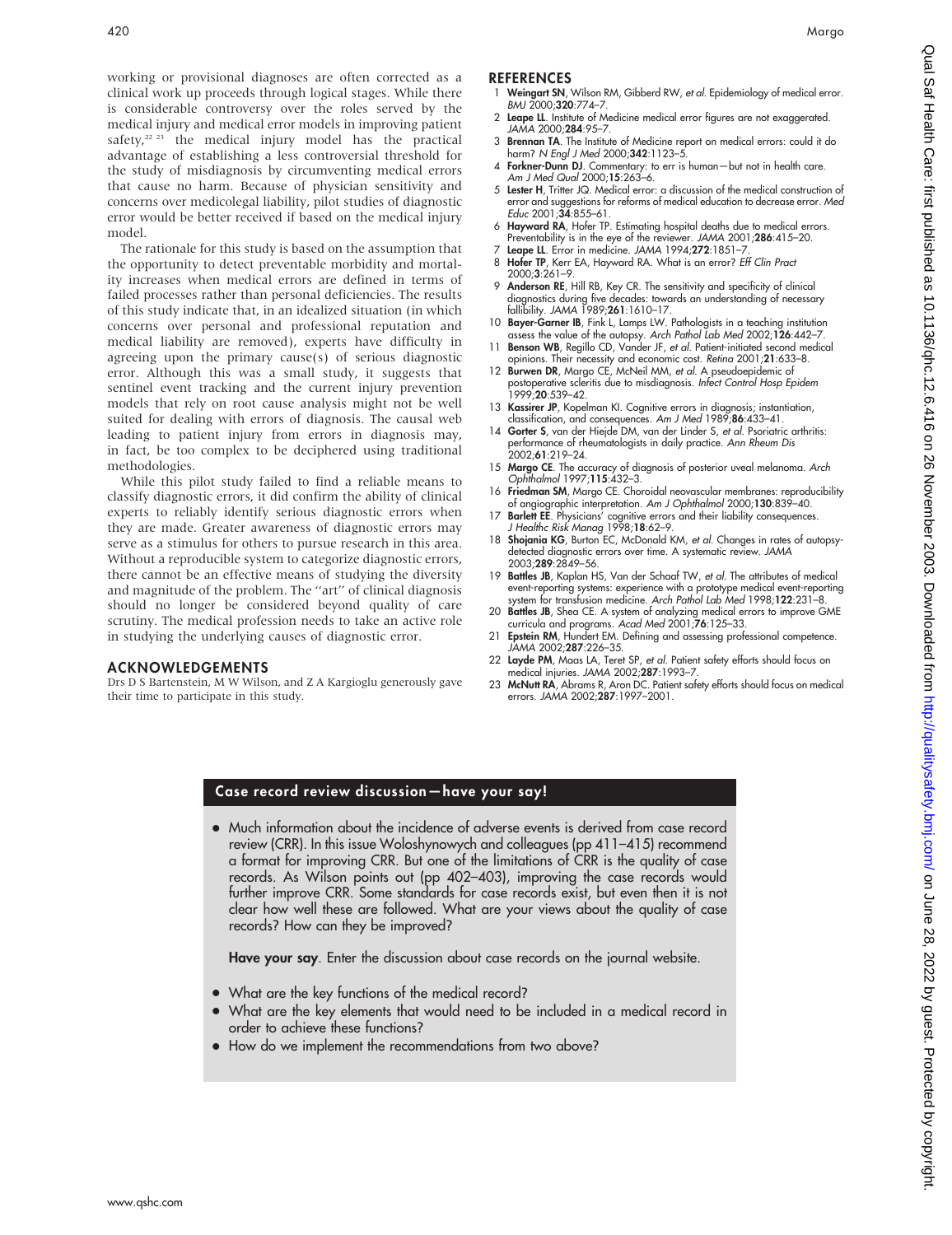working or provisional diagnoses are often corrected as a clinical work up proceeds through logical stages. While there is considerable controversy over the roles served by the medical injury and medical error models in improving patient safety,[22 23] the medical injury model has the practical advantage of establishing a less controversial threshold for the study of misdiagnosis by circumventing medical errors that cause no harm. Because of physician sensitivity and concerns over medicolegal liability, pilot studies of diagnostic error would be better received if based on the medical injury model.

The rationale for this study is based on the assumption that the opportunity to detect preventable morbidity and mortality increases when medical errors are defined in terms of failed processes rather than personal deficiencies. The results of this study indicate that, in an idealized situation (in which concerns over personal and professional reputation and medical liability are removed), experts have difficulty in agreeing upon the primary cause(s) of serious diagnostic error. Although this was a small study, it suggests that sentinel event tracking and the current injury prevention models that rely on root cause analysis might not be well suited for dealing with errors of diagnosis. The causal web leading to patient injury from errors in diagnosis may, in fact, be too complex to be deciphered using traditional methodologies.

While this pilot study failed to find a reliable means to classify diagnostic errors, it did confirm the ability of clinical experts to reliably identify serious diagnostic errors when they are made. Greater awareness of diagnostic errors may serve as a stimulus for others to pursue research in this area. Without a reproducible system to categorize diagnostic errors, there cannot be an effective means of studying the diversity and magnitude of the problem. The ''art'' of clinical diagnosis should no longer be considered beyond quality of care scrutiny. The medical profession needs to take an active role in studying the underlying causes of diagnostic error.

## ACKNOWLEDGEMENTS

Drs D S Bartenstein, M W Wilson, and Z A Kargioglu generously gave their time to participate in this study.

## REFERENCES

1. **Weingart SN**, Wilson RM, Gibberd RW, *et al*. Epidemiology of medical error. *BMJ* 2000;**320**:774–7.
2. **Leape LL**. Institute of Medicine medical error figures are not exaggerated. *JAMA* 2000;**284**:95–7.
3. **Brennan TA**. The Institute of Medicine report on medical errors: could it do harm? *N Engl J Med* 2000;**342**:1123–5.
4. **Forkner-Dunn DJ**. Commentary: to err is human—but not in health care. *Am J Med Qual* 2000;**15**:263–6.
5. **Lester H**, Tritter JQ. Medical error: a discussion of the medical construction of error and suggestions for reforms of medical education to decrease error. *Med Educ* 2001;**34**:855–61.
6. **Hayward RA**, Hofer TP. Estimating hospital deaths due to medical errors. Preventability is in the eye of the reviewer. *JAMA* 2001;**286**:415–20.
7. **Leape LL**. Error in medicine. *JAMA* 1994;**272**:1851–7.
8. **Hofer TP**, Kerr EA, Hayward RA. What is an error? *Eff Clin Pract* 2000;**3**:261–9.
9. **Anderson RE**, Hill RB, Key CR. The sensitivity and specificity of clinical diagnostics during five decades: towards an understanding of necessary fallibility. *JAMA* 1989;**261**:1610–17.
10. **Bayer-Garner IB**, Fink L, Lamps LW. Pathologists in a teaching institution assess the value of the autopsy. *Arch Pathol Lab Med* 2002;**126**:442–7.
11. **Benson WB**, Regillo CD, Vander JF, *et al*. Patient-initiated second medical opinions. Their necessity and economic cost. *Retina* 2001;**21**:633–8.
12. **Burwen DR**, Margo CE, McNeil MM, *et al*. A pseudoepidemic of postoperative scleritis due to misdiagnosis. *Infect Control Hosp Epidem* 1999;**20**:539–42.
13. **Kassirer JP**, Kopelman KI. Cognitive errors in diagnosis; instantiation, classification, and consequences. *Am J Med* 1989;**86**:433–41.
14. **Gorter S**, van der Hiejde DM, van der Linder S, *et al*. Psoriatric arthritis: performance of rheumatologists in daily practice. *Ann Rheum Dis* 2002;**61**:219–24.
15. **Margo CE**. The accuracy of diagnosis of posterior uveal melanoma. *Arch Ophthalmol* 1997;**115**:432–3.
16. **Friedman SM**, Margo CE. Choroidal neovascular membranes: reproducibility of angiographic interpretation. *Am J Ophthalmol* 2000;**130**:839–40.
17. **Barlett EE**. Physicians' cognitive errors and their liability consequences. *J Healthc Risk Manag* 1998;**18**:62–9.
18. **Shojania KG**, Burton EC, McDonald KM, *et al*. Changes in rates of autopsy-detected diagnostic errors over time. A systematic review. *JAMA* 2003;**289**:2849–56.
19. **Battles JB**, Kaplan HS, Van der Schaaf TW, *et al*. The attributes of medical event-reporting systems: experience with a prototype medical event-reporting system for transfusion medicine. *Arch Pathol Lab Med* 1998;**122**:231–8.
20. **Battles JB**, Shea CE. A system of analyzing medical errors to improve GME curricula and programs. *Acad Med* 2001;**76**:125–33.
21. **Epstein RM**, Hundert EM. Defining and assessing professional competence. *JAMA* 2002;**287**:226–35.
22. **Layde PM**, Maas LA, Teret SP, *et al*. Patient safety efforts should focus on medical injuries. *JAMA* 2002;**287**:1993–7.
23. **McNutt RA**, Abrams R, Aron DC. Patient safety efforts should focus on medical errors. *JAMA* 2002;**287**:1997–2001.

## Case record review discussion—have your say!

- Much information about the incidence of adverse events is derived from case record review (CRR). In this issue Woloshynowych and colleagues (pp 411–415) recommend a format for improving CRR. But one of the limitations of CRR is the quality of case records. As Wilson points out (pp 402–403), improving the case records would further improve CRR. Some standards for case records exist, but even then it is not clear how well these are followed. What are your views about the quality of case records? How can they be improved?

**Have your say**. Enter the discussion about case records on the journal website.

- What are the key functions of the medical record?
- What are the key elements that would need to be included in a medical record in order to achieve these functions?
- How do we implement the recommendations from two above?